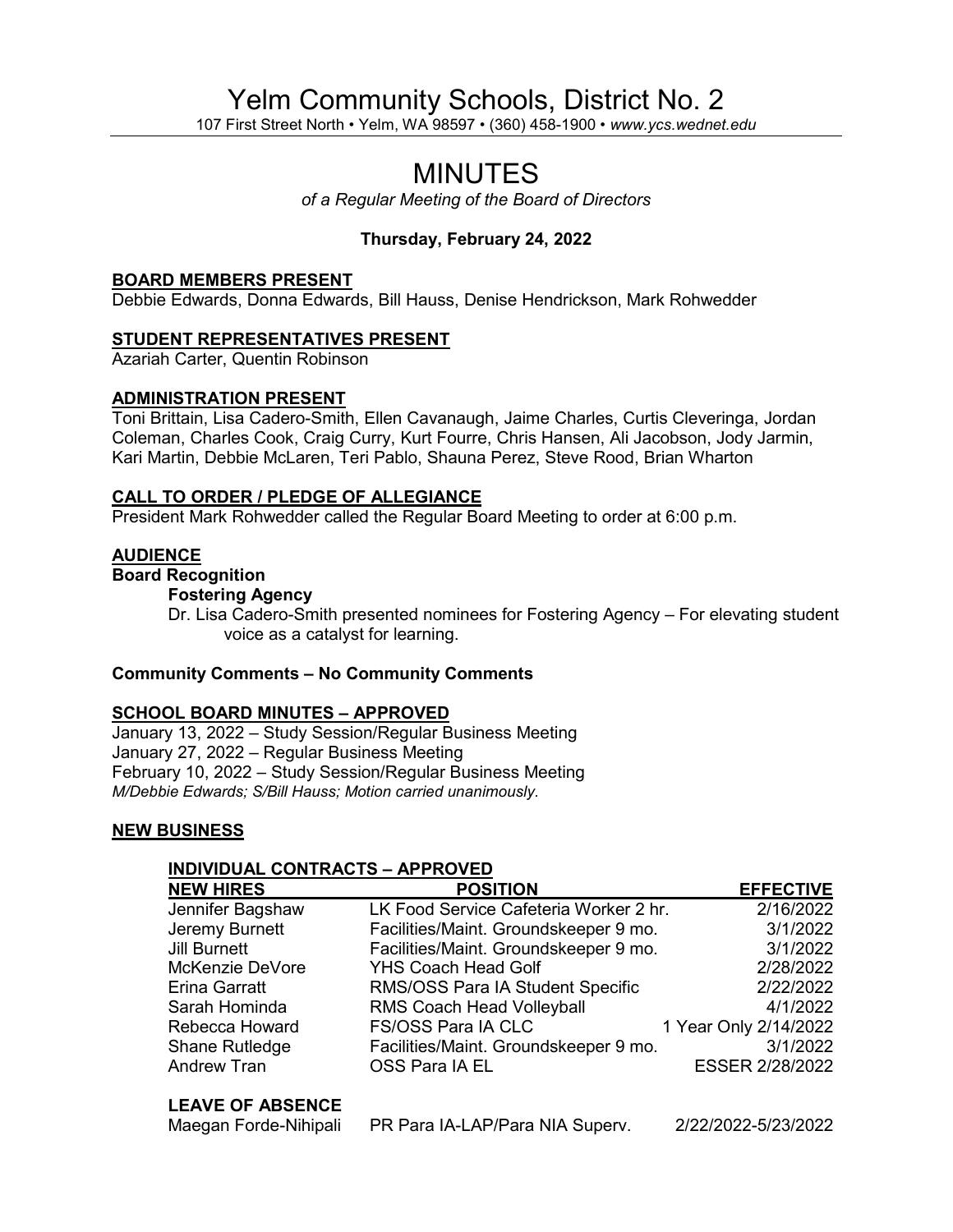# Yelm Community Schools, District No. 2

107 First Street North • Yelm, WA 98597 • (360) 458-1900 • *www.ycs.wednet.edu*

# MINUTES

*of a Regular Meeting of the Board of Directors*

**Thursday, February 24, 2022**

## BOARD MEMBERS PRESENT

Debbie Edwards, Donna Edwards, Bill Hauss, Denise Hendrickson, Mark Rohwedder

## STUDENT REPRESENTATIVES PRESENT

Azariah Carter, Quentin Robinson

## ADMINISTRATION PRESENT

Toni Brittain, Lisa Cadero-Smith, Ellen Cavanaugh, Jaime Charles, Curtis Cleveringa, Jordan Coleman, Charles Cook, Craig Curry, Kurt Fourre, Chris Hansen, Ali Jacobson, Jody Jarmin, Kari Martin, Debbie McLaren, Teri Pablo, Shauna Perez, Steve Rood, Brian Wharton

## CALL TO ORDER / PLEDGE OF ALLEGIANCE

President Mark Rohwedder called the Regular Board Meeting to order at 6:00 p.m.

## AUDIENCE

### Board Recognition

**Fostering Agency**

Dr. Lisa Cadero-Smith presented nominees for Fostering Agency – For elevating student voice as a catalyst for learning.

**Community Comments – No Community Comments**

## SCHOOL BOARD MINUTES – APPROVED

January 13, 2022 – Study Session/Regular Business Meeting
January 27, 2022 – Regular Business Meeting
February 10, 2022 – Study Session/Regular Business Meeting
*M/Debbie Edwards; S/Bill Hauss; Motion carried unanimously.*

## NEW BUSINESS

### INDIVIDUAL CONTRACTS – APPROVED

| NEW HIRES | POSITION | EFFECTIVE |
|---|---|---|
| Jennifer Bagshaw | LK Food Service Cafeteria Worker 2 hr. | 2/16/2022 |
| Jeremy Burnett | Facilities/Maint. Groundskeeper 9 mo. | 3/1/2022 |
| Jill Burnett | Facilities/Maint. Groundskeeper 9 mo. | 3/1/2022 |
| McKenzie DeVore | YHS Coach Head Golf | 2/28/2022 |
| Erina Garratt | RMS/OSS Para IA Student Specific | 2/22/2022 |
| Sarah Hominda | RMS Coach Head Volleyball | 4/1/2022 |
| Rebecca Howard | FS/OSS Para IA CLC | 1 Year Only 2/14/2022 |
| Shane Rutledge | Facilities/Maint. Groundskeeper 9 mo. | 3/1/2022 |
| Andrew Tran | OSS Para IA EL | ESSER 2/28/2022 |

**LEAVE OF ABSENCE**

| | | |
|---|---|---|
| Maegan Forde-Nihipali | PR Para IA-LAP/Para NIA Superv. | 2/22/2022-5/23/2022 |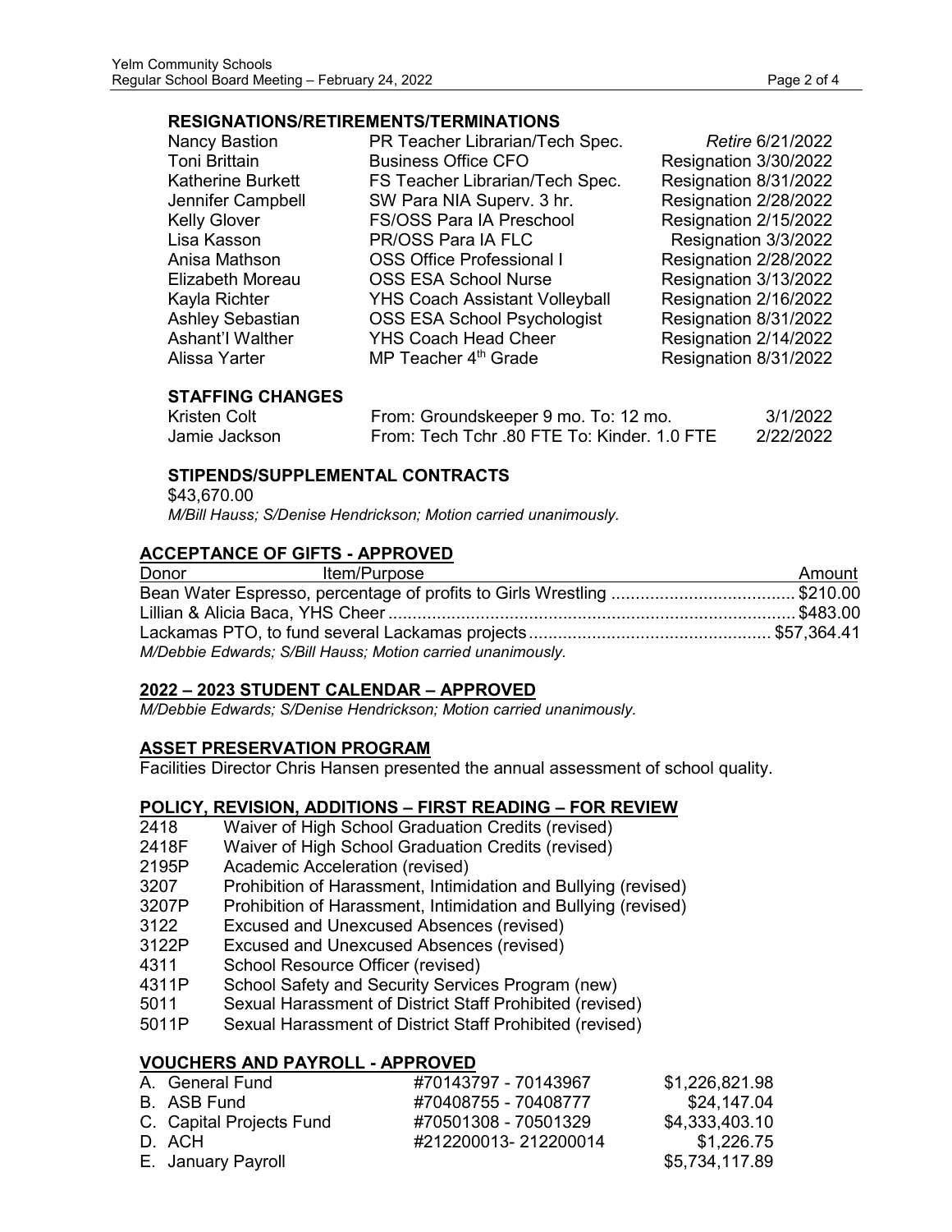### RESIGNATIONS/RETIREMENTS/TERMINATIONS

| | | |
|---|---|---|
| Nancy Bastion | PR Teacher Librarian/Tech Spec. | *Retire* 6/21/2022 |
| Toni Brittain | Business Office CFO | Resignation 3/30/2022 |
| Katherine Burkett | FS Teacher Librarian/Tech Spec. | Resignation 8/31/2022 |
| Jennifer Campbell | SW Para NIA Superv. 3 hr. | Resignation 2/28/2022 |
| Kelly Glover | FS/OSS Para IA Preschool | Resignation 2/15/2022 |
| Lisa Kasson | PR/OSS Para IA FLC | Resignation 3/3/2022 |
| Anisa Mathson | OSS Office Professional I | Resignation 2/28/2022 |
| Elizabeth Moreau | OSS ESA School Nurse | Resignation 3/13/2022 |
| Kayla Richter | YHS Coach Assistant Volleyball | Resignation 2/16/2022 |
| Ashley Sebastian | OSS ESA School Psychologist | Resignation 8/31/2022 |
| Ashant'l Walther | YHS Coach Head Cheer | Resignation 2/14/2022 |
| Alissa Yarter | MP Teacher 4th Grade | Resignation 8/31/2022 |

### STAFFING CHANGES

| | | |
|---|---|---|
| Kristen Colt | From: Groundskeeper 9 mo. To: 12 mo. | 3/1/2022 |
| Jamie Jackson | From: Tech Tchr .80 FTE To: Kinder. 1.0 FTE | 2/22/2022 |

### STIPENDS/SUPPLEMENTAL CONTRACTS

$43,670.00

*M/Bill Hauss; S/Denise Hendrickson; Motion carried unanimously.*

## ACCEPTANCE OF GIFTS - APPROVED

| Donor Item/Purpose | Amount |
|---|---|
| Bean Water Espresso, percentage of profits to Girls Wrestling | $210.00 |
| Lillian & Alicia Baca, YHS Cheer | $483.00 |
| Lackamas PTO, to fund several Lackamas projects | $57,364.41 |

*M/Debbie Edwards; S/Bill Hauss; Motion carried unanimously.*

## 2022 – 2023 STUDENT CALENDAR – APPROVED

*M/Debbie Edwards; S/Denise Hendrickson; Motion carried unanimously.*

## ASSET PRESERVATION PROGRAM

Facilities Director Chris Hansen presented the annual assessment of school quality.

## POLICY, REVISION, ADDITIONS – FIRST READING – FOR REVIEW

| | |
|---|---|
| 2418 | Waiver of High School Graduation Credits (revised) |
| 2418F | Waiver of High School Graduation Credits (revised) |
| 2195P | Academic Acceleration (revised) |
| 3207 | Prohibition of Harassment, Intimidation and Bullying (revised) |
| 3207P | Prohibition of Harassment, Intimidation and Bullying (revised) |
| 3122 | Excused and Unexcused Absences (revised) |
| 3122P | Excused and Unexcused Absences (revised) |
| 4311 | School Resource Officer (revised) |
| 4311P | School Safety and Security Services Program (new) |
| 5011 | Sexual Harassment of District Staff Prohibited (revised) |
| 5011P | Sexual Harassment of District Staff Prohibited (revised) |

## VOUCHERS AND PAYROLL - APPROVED

| | | |
|---|---|---|
| A. General Fund | #70143797 - 70143967 | $1,226,821.98 |
| B. ASB Fund | #70408755 - 70408777 | $24,147.04 |
| C. Capital Projects Fund | #70501308 - 70501329 | $4,333,403.10 |
| D. ACH | #212200013- 212200014 | $1,226.75 |
| E. January Payroll | | $5,734,117.89 |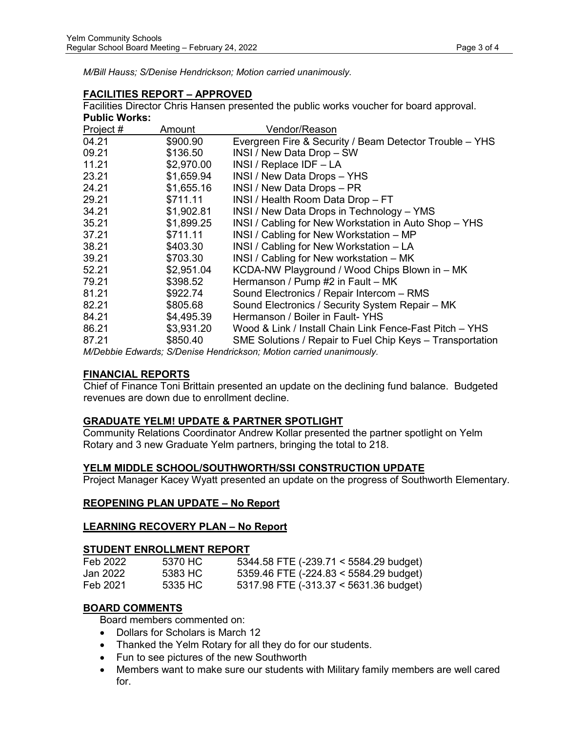*M/Bill Hauss; S/Denise Hendrickson; Motion carried unanimously.*

## FACILITIES REPORT – APPROVED

Facilities Director Chris Hansen presented the public works voucher for board approval.

**Public Works:**

| Project # | Amount | Vendor/Reason |
|---|---|---|
| 04.21 | $900.90 | Evergreen Fire & Security / Beam Detector Trouble – YHS |
| 09.21 | $136.50 | INSI / New Data Drop – SW |
| 11.21 | $2,970.00 | INSI / Replace IDF – LA |
| 23.21 | $1,659.94 | INSI / New Data Drops – YHS |
| 24.21 | $1,655.16 | INSI / New Data Drops – PR |
| 29.21 | $711.11 | INSI / Health Room Data Drop – FT |
| 34.21 | $1,902.81 | INSI / New Data Drops in Technology – YMS |
| 35.21 | $1,899.25 | INSI / Cabling for New Workstation in Auto Shop – YHS |
| 37.21 | $711.11 | INSI / Cabling for New Workstation – MP |
| 38.21 | $403.30 | INSI / Cabling for New Workstation – LA |
| 39.21 | $703.30 | INSI / Cabling for New workstation – MK |
| 52.21 | $2,951.04 | KCDA-NW Playground / Wood Chips Blown in – MK |
| 79.21 | $398.52 | Hermanson / Pump #2 in Fault – MK |
| 81.21 | $922.74 | Sound Electronics / Repair Intercom – RMS |
| 82.21 | $805.68 | Sound Electronics / Security System Repair – MK |
| 84.21 | $4,495.39 | Hermanson / Boiler in Fault- YHS |
| 86.21 | $3,931.20 | Wood & Link / Install Chain Link Fence-Fast Pitch – YHS |
| 87.21 | $850.40 | SME Solutions / Repair to Fuel Chip Keys – Transportation |

*M/Debbie Edwards; S/Denise Hendrickson; Motion carried unanimously.*

## FINANCIAL REPORTS

Chief of Finance Toni Brittain presented an update on the declining fund balance. Budgeted revenues are down due to enrollment decline.

## GRADUATE YELM! UPDATE & PARTNER SPOTLIGHT

Community Relations Coordinator Andrew Kollar presented the partner spotlight on Yelm Rotary and 3 new Graduate Yelm partners, bringing the total to 218.

## YELM MIDDLE SCHOOL/SOUTHWORTH/SSI CONSTRUCTION UPDATE

Project Manager Kacey Wyatt presented an update on the progress of Southworth Elementary.

## REOPENING PLAN UPDATE – No Report

## LEARNING RECOVERY PLAN – No Report

## STUDENT ENROLLMENT REPORT

| | | |
|---|---|---|
| Feb 2022 | 5370 HC | 5344.58 FTE (-239.71 < 5584.29 budget) |
| Jan 2022 | 5383 HC | 5359.46 FTE (-224.83 < 5584.29 budget) |
| Feb 2021 | 5335 HC | 5317.98 FTE (-313.37 < 5631.36 budget) |

## BOARD COMMENTS

Board members commented on:

- Dollars for Scholars is March 12
- Thanked the Yelm Rotary for all they do for our students.
- Fun to see pictures of the new Southworth
- Members want to make sure our students with Military family members are well cared for.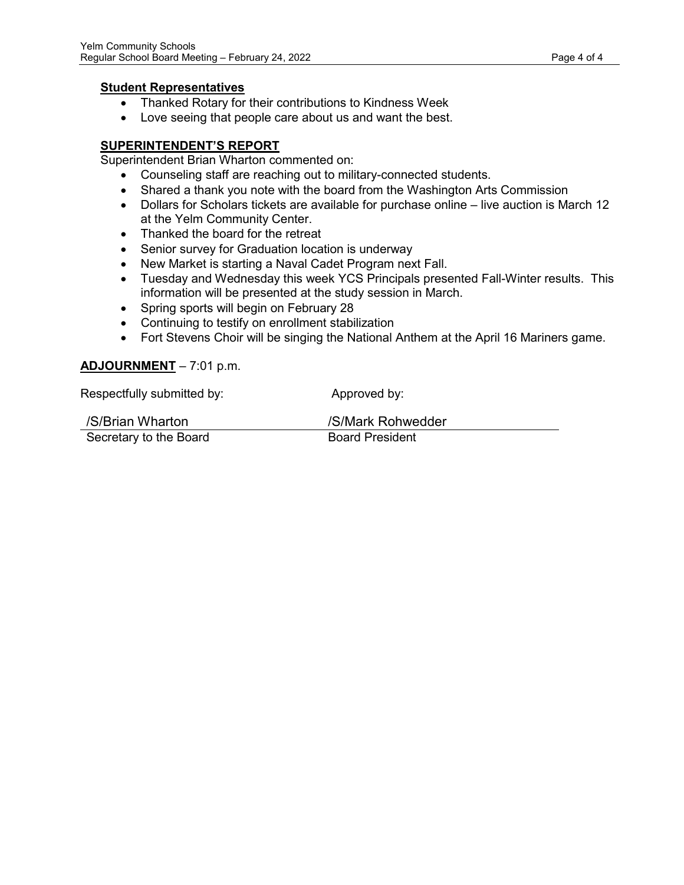**Student Representatives**

- Thanked Rotary for their contributions to Kindness Week
- Love seeing that people care about us and want the best.

**SUPERINTENDENT'S REPORT**

Superintendent Brian Wharton commented on:

- Counseling staff are reaching out to military-connected students.
- Shared a thank you note with the board from the Washington Arts Commission
- Dollars for Scholars tickets are available for purchase online – live auction is March 12 at the Yelm Community Center.
- Thanked the board for the retreat
- Senior survey for Graduation location is underway
- New Market is starting a Naval Cadet Program next Fall.
- Tuesday and Wednesday this week YCS Principals presented Fall-Winter results. This information will be presented at the study session in March.
- Spring sports will begin on February 28
- Continuing to testify on enrollment stabilization
- Fort Stevens Choir will be singing the National Anthem at the April 16 Mariners game.

**ADJOURNMENT** – 7:01 p.m.

Respectfully submitted by: Approved by:

/S/Brian Wharton
Secretary to the Board

/S/Mark Rohwedder
Board President